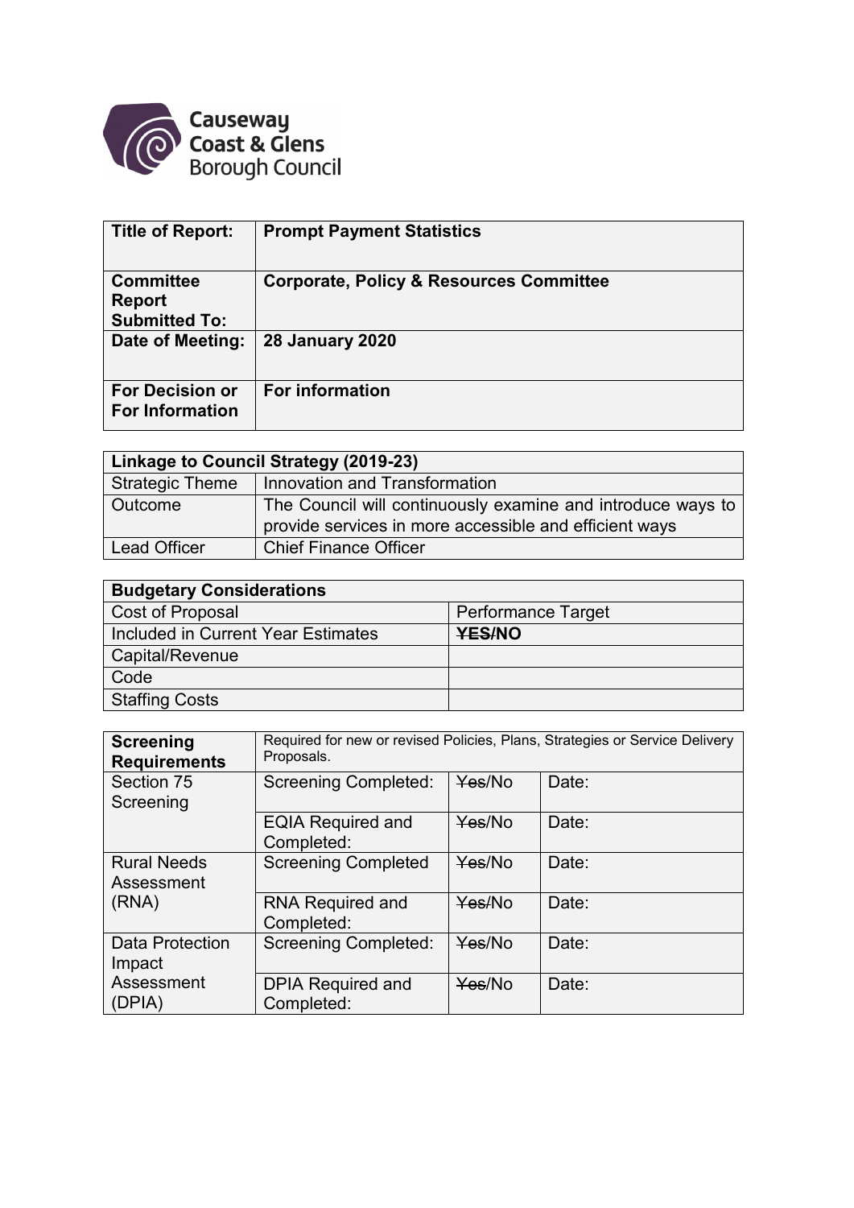Causeway Coast & Glens Borough Council

| **Title of Report:** | **Prompt Payment Statistics** |
|---|---|
| **Committee Report Submitted To:** | **Corporate, Policy & Resources Committee** |
| **Date of Meeting:** | **28 January 2020** |
| **For Decision or For Information** | **For information** |

| **Linkage to Council Strategy (2019-23)** | |
|---|---|
| Strategic Theme | Innovation and Transformation |
| Outcome | The Council will continuously examine and introduce ways to provide services in more accessible and efficient ways |
| Lead Officer | Chief Finance Officer |

| **Budgetary Considerations** | |
|---|---|
| Cost of Proposal | Performance Target |
| Included in Current Year Estimates | **~~YES~~/NO** |
| Capital/Revenue | |
| Code | |
| Staffing Costs | |

| **Screening Requirements** | Required for new or revised Policies, Plans, Strategies or Service Delivery Proposals. | | |
|---|---|---|---|
| Section 75 Screening | Screening Completed: | ~~Yes~~/No | Date: |
| | EQIA Required and Completed: | ~~Yes~~/No | Date: |
| Rural Needs Assessment (RNA) | Screening Completed | ~~Yes~~/No | Date: |
| | RNA Required and Completed: | ~~Yes~~/No | Date: |
| Data Protection Impact Assessment (DPIA) | Screening Completed: | ~~Yes~~/No | Date: |
| | DPIA Required and Completed: | ~~Yes~~/No | Date: |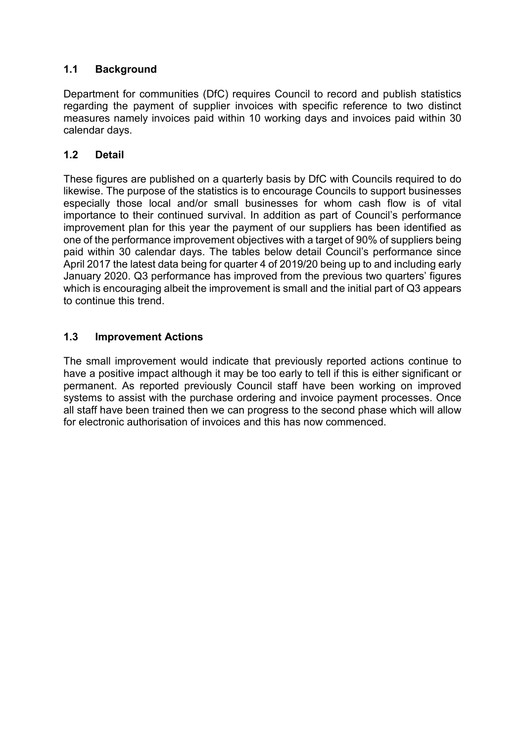## 1.1 Background

Department for communities (DfC) requires Council to record and publish statistics regarding the payment of supplier invoices with specific reference to two distinct measures namely invoices paid within 10 working days and invoices paid within 30 calendar days.

## 1.2 Detail

These figures are published on a quarterly basis by DfC with Councils required to do likewise. The purpose of the statistics is to encourage Councils to support businesses especially those local and/or small businesses for whom cash flow is of vital importance to their continued survival. In addition as part of Council's performance improvement plan for this year the payment of our suppliers has been identified as one of the performance improvement objectives with a target of 90% of suppliers being paid within 30 calendar days. The tables below detail Council's performance since April 2017 the latest data being for quarter 4 of 2019/20 being up to and including early January 2020. Q3 performance has improved from the previous two quarters' figures which is encouraging albeit the improvement is small and the initial part of Q3 appears to continue this trend.

## 1.3 Improvement Actions

The small improvement would indicate that previously reported actions continue to have a positive impact although it may be too early to tell if this is either significant or permanent. As reported previously Council staff have been working on improved systems to assist with the purchase ordering and invoice payment processes. Once all staff have been trained then we can progress to the second phase which will allow for electronic authorisation of invoices and this has now commenced.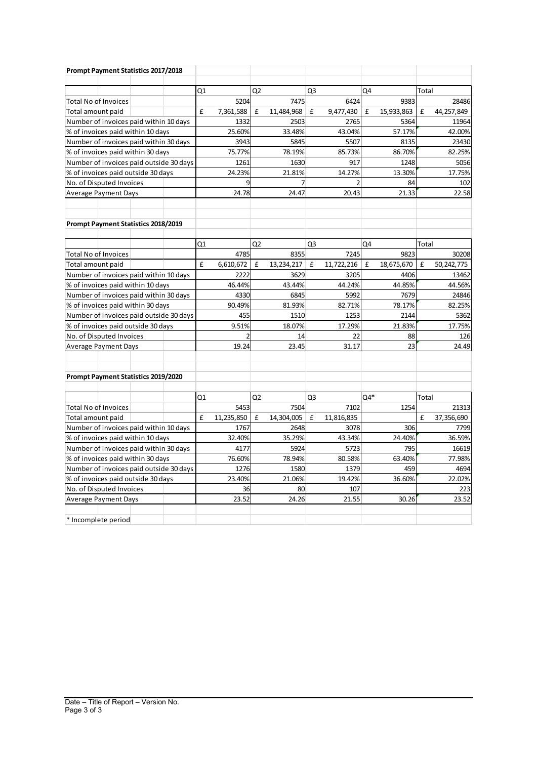**Prompt Payment Statistics 2017/2018**

| | Q1 | Q2 | Q3 | Q4 | Total |
|---|---|---|---|---|---|
| Total No of Invoices | 5204 | 7475 | 6424 | 9383 | 28486 |
| Total amount paid | £ 7,361,588 | £ 11,484,968 | £ 9,477,430 | £ 15,933,863 | £ 44,257,849 |
| Number of invoices paid within 10 days | 1332 | 2503 | 2765 | 5364 | 11964 |
| % of invoices paid within 10 days | 25.60% | 33.48% | 43.04% | 57.17% | 42.00% |
| Number of invoices paid within 30 days | 3943 | 5845 | 5507 | 8135 | 23430 |
| % of invoices paid within 30 days | 75.77% | 78.19% | 85.73% | 86.70% | 82.25% |
| Number of invoices paid outside 30 days | 1261 | 1630 | 917 | 1248 | 5056 |
| % of invoices paid outside 30 days | 24.23% | 21.81% | 14.27% | 13.30% | 17.75% |
| No. of Disputed Invoices | 9 | 7 | 2 | 84 | 102 |
| Average Payment Days | 24.78 | 24.47 | 20.43 | 21.33 | 22.58 |

**Prompt Payment Statistics 2018/2019**

| | Q1 | Q2 | Q3 | Q4 | Total |
|---|---|---|---|---|---|
| Total No of Invoices | 4785 | 8355 | 7245 | 9823 | 30208 |
| Total amount paid | £ 6,610,672 | £ 13,234,217 | £ 11,722,216 | £ 18,675,670 | £ 50,242,775 |
| Number of invoices paid within 10 days | 2222 | 3629 | 3205 | 4406 | 13462 |
| % of invoices paid within 10 days | 46.44% | 43.44% | 44.24% | 44.85% | 44.56% |
| Number of invoices paid within 30 days | 4330 | 6845 | 5992 | 7679 | 24846 |
| % of invoices paid within 30 days | 90.49% | 81.93% | 82.71% | 78.17% | 82.25% |
| Number of invoices paid outside 30 days | 455 | 1510 | 1253 | 2144 | 5362 |
| % of invoices paid outside 30 days | 9.51% | 18.07% | 17.29% | 21.83% | 17.75% |
| No. of Disputed Invoices | 2 | 14 | 22 | 88 | 126 |
| Average Payment Days | 19.24 | 23.45 | 31.17 | 23 | 24.49 |

**Prompt Payment Statistics 2019/2020**

| | Q1 | Q2 | Q3 | Q4* | Total |
|---|---|---|---|---|---|
| Total No of Invoices | 5453 | 7504 | 7102 | 1254 | 21313 |
| Total amount paid | £ 11,235,850 | £ 14,304,005 | £ 11,816,835 | | £ 37,356,690 |
| Number of invoices paid within 10 days | 1767 | 2648 | 3078 | 306 | 7799 |
| % of invoices paid within 10 days | 32.40% | 35.29% | 43.34% | 24.40% | 36.59% |
| Number of invoices paid within 30 days | 4177 | 5924 | 5723 | 795 | 16619 |
| % of invoices paid within 30 days | 76.60% | 78.94% | 80.58% | 63.40% | 77.98% |
| Number of invoices paid outside 30 days | 1276 | 1580 | 1379 | 459 | 4694 |
| % of invoices paid outside 30 days | 23.40% | 21.06% | 19.42% | 36.60% | 22.02% |
| No. of Disputed Invoices | 36 | 80 | 107 | | 223 |
| Average Payment Days | 23.52 | 24.26 | 21.55 | 30.26 | 23.52 |

* Incomplete period

Date – Title of Report – Version No.